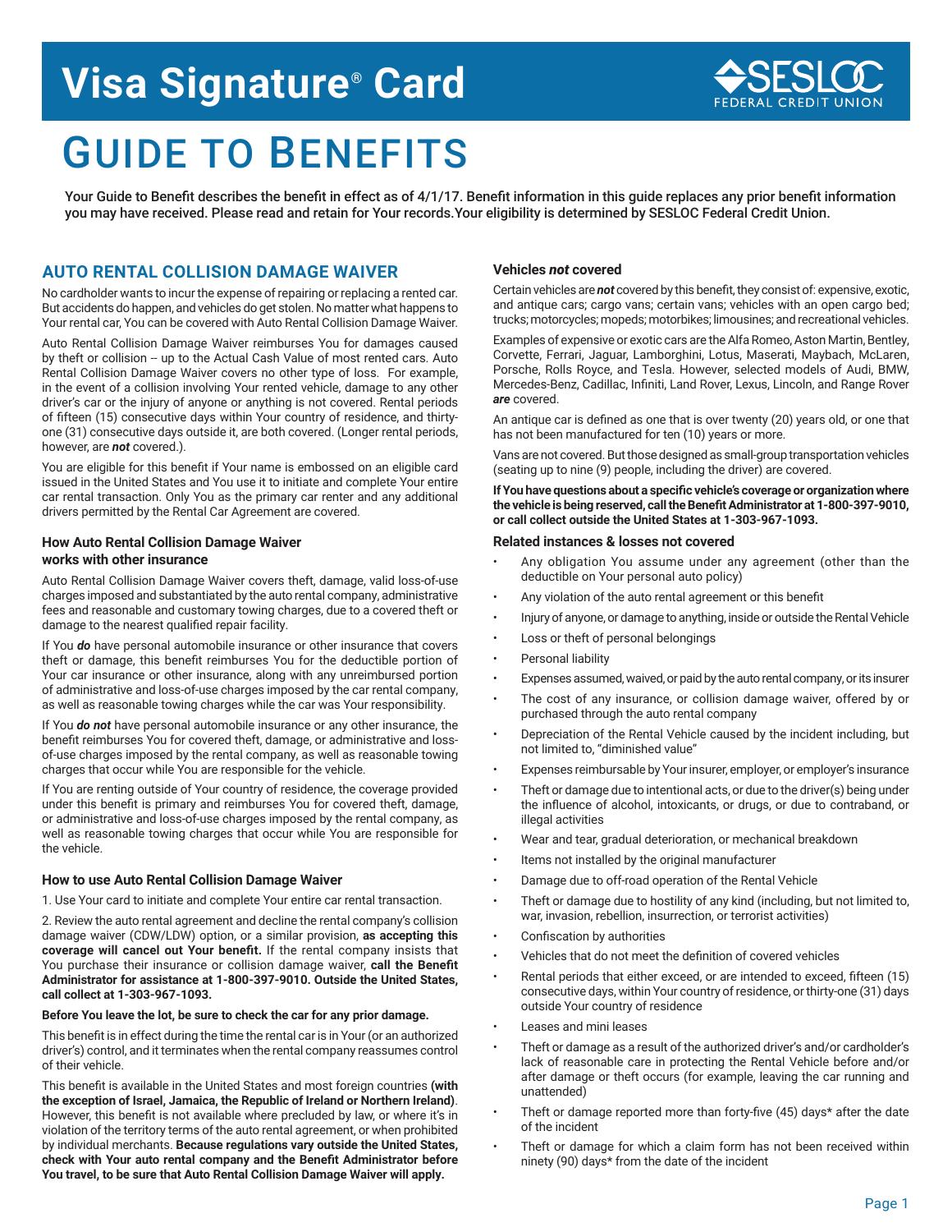# Visa Signature® Card

SESLOC FEDERAL CREDIT UNION

# GUIDE TO BENEFITS

**Your Guide to Benefit describes the benefit in effect as of 4/1/17. Benefit information in this guide replaces any prior benefit information you may have received. Please read and retain for Your records.Your eligibility is determined by SESLOC Federal Credit Union.**

## AUTO RENTAL COLLISION DAMAGE WAIVER

No cardholder wants to incur the expense of repairing or replacing a rented car. But accidents do happen, and vehicles do get stolen. No matter what happens to Your rental car, You can be covered with Auto Rental Collision Damage Waiver.

Auto Rental Collision Damage Waiver reimburses You for damages caused by theft or collision -- up to the Actual Cash Value of most rented cars. Auto Rental Collision Damage Waiver covers no other type of loss. For example, in the event of a collision involving Your rented vehicle, damage to any other driver's car or the injury of anyone or anything is not covered. Rental periods of fifteen (15) consecutive days within Your country of residence, and thirty-one (31) consecutive days outside it, are both covered. (Longer rental periods, however, are ***not*** covered.).

You are eligible for this benefit if Your name is embossed on an eligible card issued in the United States and You use it to initiate and complete Your entire car rental transaction. Only You as the primary car renter and any additional drivers permitted by the Rental Car Agreement are covered.

### How Auto Rental Collision Damage Waiver works with other insurance

Auto Rental Collision Damage Waiver covers theft, damage, valid loss-of-use charges imposed and substantiated by the auto rental company, administrative fees and reasonable and customary towing charges, due to a covered theft or damage to the nearest qualified repair facility.

If You ***do*** have personal automobile insurance or other insurance that covers theft or damage, this benefit reimburses You for the deductible portion of Your car insurance or other insurance, along with any unreimbursed portion of administrative and loss-of-use charges imposed by the car rental company, as well as reasonable towing charges while the car was Your responsibility.

If You ***do not*** have personal automobile insurance or any other insurance, the benefit reimburses You for covered theft, damage, or administrative and loss-of-use charges imposed by the rental company, as well as reasonable towing charges that occur while You are responsible for the vehicle.

If You are renting outside of Your country of residence, the coverage provided under this benefit is primary and reimburses You for covered theft, damage, or administrative and loss-of-use charges imposed by the rental company, as well as reasonable towing charges that occur while You are responsible for the vehicle.

### How to use Auto Rental Collision Damage Waiver

1. Use Your card to initiate and complete Your entire car rental transaction.

2. Review the auto rental agreement and decline the rental company's collision damage waiver (CDW/LDW) option, or a similar provision, **as accepting this coverage will cancel out Your benefit.** If the rental company insists that You purchase their insurance or collision damage waiver, **call the Benefit Administrator for assistance at 1-800-397-9010. Outside the United States, call collect at 1-303-967-1093.**

**Before You leave the lot, be sure to check the car for any prior damage.**

This benefit is in effect during the time the rental car is in Your (or an authorized driver's) control, and it terminates when the rental company reassumes control of their vehicle.

This benefit is available in the United States and most foreign countries **(with the exception of Israel, Jamaica, the Republic of Ireland or Northern Ireland)**. However, this benefit is not available where precluded by law, or where it's in violation of the territory terms of the auto rental agreement, or when prohibited by individual merchants. **Because regulations vary outside the United States, check with Your auto rental company and the Benefit Administrator before You travel, to be sure that Auto Rental Collision Damage Waiver will apply.**

### Vehicles *not* covered

Certain vehicles are ***not*** covered by this benefit, they consist of: expensive, exotic, and antique cars; cargo vans; certain vans; vehicles with an open cargo bed; trucks; motorcycles; mopeds; motorbikes; limousines; and recreational vehicles.

Examples of expensive or exotic cars are the Alfa Romeo, Aston Martin, Bentley, Corvette, Ferrari, Jaguar, Lamborghini, Lotus, Maserati, Maybach, McLaren, Porsche, Rolls Royce, and Tesla. However, selected models of Audi, BMW, Mercedes-Benz, Cadillac, Infiniti, Land Rover, Lexus, Lincoln, and Range Rover ***are*** covered.

An antique car is defined as one that is over twenty (20) years old, or one that has not been manufactured for ten (10) years or more.

Vans are not covered. But those designed as small-group transportation vehicles (seating up to nine (9) people, including the driver) are covered.

**If You have questions about a specific vehicle's coverage or organization where the vehicle is being reserved, call the Benefit Administrator at 1-800-397-9010, or call collect outside the United States at 1-303-967-1093.**

### Related instances & losses not covered

- Any obligation You assume under any agreement (other than the deductible on Your personal auto policy)
- Any violation of the auto rental agreement or this benefit
- Injury of anyone, or damage to anything, inside or outside the Rental Vehicle
- Loss or theft of personal belongings
- Personal liability
- Expenses assumed, waived, or paid by the auto rental company, or its insurer
- The cost of any insurance, or collision damage waiver, offered by or purchased through the auto rental company
- Depreciation of the Rental Vehicle caused by the incident including, but not limited to, "diminished value"
- Expenses reimbursable by Your insurer, employer, or employer's insurance
- Theft or damage due to intentional acts, or due to the driver(s) being under the influence of alcohol, intoxicants, or drugs, or due to contraband, or illegal activities
- Wear and tear, gradual deterioration, or mechanical breakdown
- Items not installed by the original manufacturer
- Damage due to off-road operation of the Rental Vehicle
- Theft or damage due to hostility of any kind (including, but not limited to, war, invasion, rebellion, insurrection, or terrorist activities)
- Confiscation by authorities
- Vehicles that do not meet the definition of covered vehicles
- Rental periods that either exceed, or are intended to exceed, fifteen (15) consecutive days, within Your country of residence, or thirty-one (31) days outside Your country of residence
- Leases and mini leases
- Theft or damage as a result of the authorized driver's and/or cardholder's lack of reasonable care in protecting the Rental Vehicle before and/or after damage or theft occurs (for example, leaving the car running and unattended)
- Theft or damage reported more than forty-five (45) days* after the date of the incident
- Theft or damage for which a claim form has not been received within ninety (90) days* from the date of the incident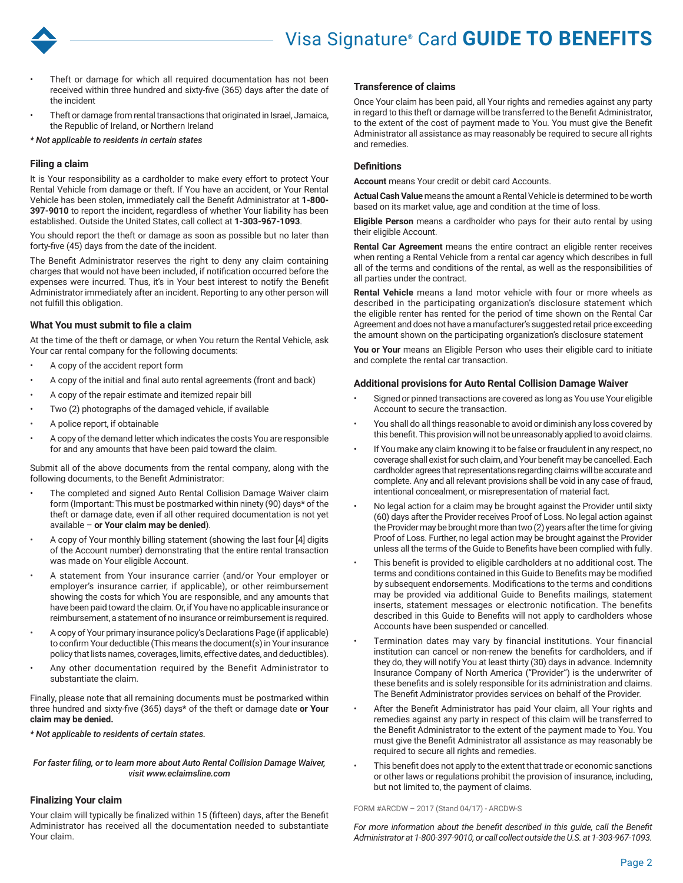- Theft or damage for which all required documentation has not been received within three hundred and sixty-five (365) days after the date of the incident
- Theft or damage from rental transactions that originated in Israel, Jamaica, the Republic of Ireland, or Northern Ireland

*\* Not applicable to residents in certain states*

### Filing a claim

It is Your responsibility as a cardholder to make every effort to protect Your Rental Vehicle from damage or theft. If You have an accident, or Your Rental Vehicle has been stolen, immediately call the Benefit Administrator at **1-800-397-9010** to report the incident, regardless of whether Your liability has been established. Outside the United States, call collect at **1-303-967-1093**.

You should report the theft or damage as soon as possible but no later than forty-five (45) days from the date of the incident.

The Benefit Administrator reserves the right to deny any claim containing charges that would not have been included, if notification occurred before the expenses were incurred. Thus, it's in Your best interest to notify the Benefit Administrator immediately after an incident. Reporting to any other person will not fulfill this obligation.

### What You must submit to file a claim

At the time of the theft or damage, or when You return the Rental Vehicle, ask Your car rental company for the following documents:

- A copy of the accident report form
- A copy of the initial and final auto rental agreements (front and back)
- A copy of the repair estimate and itemized repair bill
- Two (2) photographs of the damaged vehicle, if available
- A police report, if obtainable
- A copy of the demand letter which indicates the costs You are responsible for and any amounts that have been paid toward the claim.

Submit all of the above documents from the rental company, along with the following documents, to the Benefit Administrator:

- The completed and signed Auto Rental Collision Damage Waiver claim form (Important: This must be postmarked within ninety (90) days* of the theft or damage date, even if all other required documentation is not yet available – **or Your claim may be denied**).
- A copy of Your monthly billing statement (showing the last four [4] digits of the Account number) demonstrating that the entire rental transaction was made on Your eligible Account.
- A statement from Your insurance carrier (and/or Your employer or employer's insurance carrier, if applicable), or other reimbursement showing the costs for which You are responsible, and any amounts that have been paid toward the claim. Or, if You have no applicable insurance or reimbursement, a statement of no insurance or reimbursement is required.
- A copy of Your primary insurance policy's Declarations Page (if applicable) to confirm Your deductible (This means the document(s) in Your insurance policy that lists names, coverages, limits, effective dates, and deductibles).
- Any other documentation required by the Benefit Administrator to substantiate the claim.

Finally, please note that all remaining documents must be postmarked within three hundred and sixty-five (365) days* of the theft or damage date **or Your claim may be denied.**

*\* Not applicable to residents of certain states.*

*For faster filing, or to learn more about Auto Rental Collision Damage Waiver, visit www.eclaimsline.com*

### Finalizing Your claim

Your claim will typically be finalized within 15 (fifteen) days, after the Benefit Administrator has received all the documentation needed to substantiate Your claim.

### Transference of claims

Once Your claim has been paid, all Your rights and remedies against any party in regard to this theft or damage will be transferred to the Benefit Administrator, to the extent of the cost of payment made to You. You must give the Benefit Administrator all assistance as may reasonably be required to secure all rights and remedies.

### Definitions

**Account** means Your credit or debit card Accounts.

**Actual Cash Value** means the amount a Rental Vehicle is determined to be worth based on its market value, age and condition at the time of loss.

**Eligible Person** means a cardholder who pays for their auto rental by using their eligible Account.

**Rental Car Agreement** means the entire contract an eligible renter receives when renting a Rental Vehicle from a rental car agency which describes in full all of the terms and conditions of the rental, as well as the responsibilities of all parties under the contract.

**Rental Vehicle** means a land motor vehicle with four or more wheels as described in the participating organization's disclosure statement which the eligible renter has rented for the period of time shown on the Rental Car Agreement and does not have a manufacturer's suggested retail price exceeding the amount shown on the participating organization's disclosure statement

**You or Your** means an Eligible Person who uses their eligible card to initiate and complete the rental car transaction.

### Additional provisions for Auto Rental Collision Damage Waiver

- Signed or pinned transactions are covered as long as You use Your eligible Account to secure the transaction.
- You shall do all things reasonable to avoid or diminish any loss covered by this benefit. This provision will not be unreasonably applied to avoid claims.
- If You make any claim knowing it to be false or fraudulent in any respect, no coverage shall exist for such claim, and Your benefit may be cancelled. Each cardholder agrees that representations regarding claims will be accurate and complete. Any and all relevant provisions shall be void in any case of fraud, intentional concealment, or misrepresentation of material fact.
- No legal action for a claim may be brought against the Provider until sixty (60) days after the Provider receives Proof of Loss. No legal action against the Provider may be brought more than two (2) years after the time for giving Proof of Loss. Further, no legal action may be brought against the Provider unless all the terms of the Guide to Benefits have been complied with fully.
- This benefit is provided to eligible cardholders at no additional cost. The terms and conditions contained in this Guide to Benefits may be modified by subsequent endorsements. Modifications to the terms and conditions may be provided via additional Guide to Benefits mailings, statement inserts, statement messages or electronic notification. The benefits described in this Guide to Benefits will not apply to cardholders whose Accounts have been suspended or cancelled.
- Termination dates may vary by financial institutions. Your financial institution can cancel or non-renew the benefits for cardholders, and if they do, they will notify You at least thirty (30) days in advance. Indemnity Insurance Company of North America ("Provider") is the underwriter of these benefits and is solely responsible for its administration and claims. The Benefit Administrator provides services on behalf of the Provider.
- After the Benefit Administrator has paid Your claim, all Your rights and remedies against any party in respect of this claim will be transferred to the Benefit Administrator to the extent of the payment made to You. You must give the Benefit Administrator all assistance as may reasonably be required to secure all rights and remedies.
- This benefit does not apply to the extent that trade or economic sanctions or other laws or regulations prohibit the provision of insurance, including, but not limited to, the payment of claims.

FORM #ARCDW – 2017 (Stand 04/17) - ARCDW-S

*For more information about the benefit described in this guide, call the Benefit Administrator at 1-800-397-9010, or call collect outside the U.S. at 1-303-967-1093.*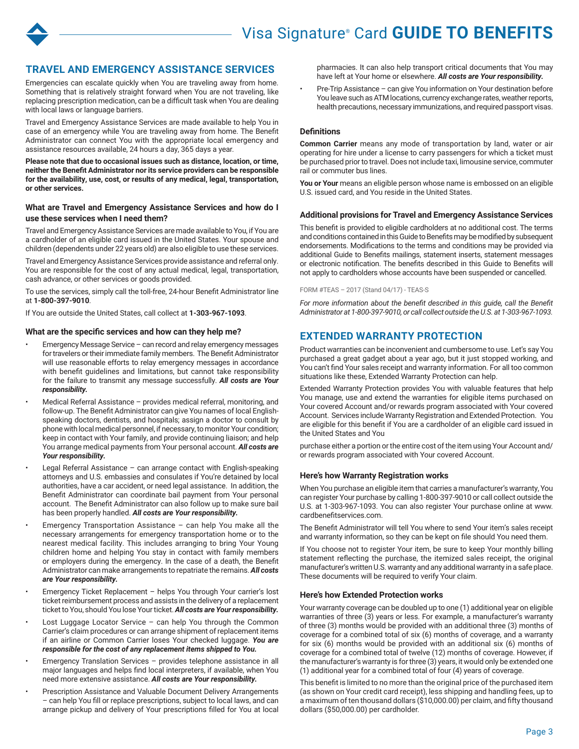## TRAVEL AND EMERGENCY ASSISTANCE SERVICES

Emergencies can escalate quickly when You are traveling away from home. Something that is relatively straight forward when You are not traveling, like replacing prescription medication, can be a difficult task when You are dealing with local laws or language barriers.

Travel and Emergency Assistance Services are made available to help You in case of an emergency while You are traveling away from home. The Benefit Administrator can connect You with the appropriate local emergency and assistance resources available, 24 hours a day, 365 days a year.

**Please note that due to occasional issues such as distance, location, or time, neither the Benefit Administrator nor its service providers can be responsible for the availability, use, cost, or results of any medical, legal, transportation, or other services.**

### What are Travel and Emergency Assistance Services and how do I use these services when I need them?

Travel and Emergency Assistance Services are made available to You, if You are a cardholder of an eligible card issued in the United States. Your spouse and children (dependents under 22 years old) are also eligible to use these services.

Travel and Emergency Assistance Services provide assistance and referral only. You are responsible for the cost of any actual medical, legal, transportation, cash advance, or other services or goods provided.

To use the services, simply call the toll-free, 24-hour Benefit Administrator line at **1-800-397-9010**.

If You are outside the United States, call collect at **1-303-967-1093**.

### What are the specific services and how can they help me?

- Emergency Message Service – can record and relay emergency messages for travelers or their immediate family members. The Benefit Administrator will use reasonable efforts to relay emergency messages in accordance with benefit guidelines and limitations, but cannot take responsibility for the failure to transmit any message successfully. ***All costs are Your responsibility.***
- Medical Referral Assistance – provides medical referral, monitoring, and follow-up. The Benefit Administrator can give You names of local English-speaking doctors, dentists, and hospitals; assign a doctor to consult by phone with local medical personnel, if necessary, to monitor Your condition; keep in contact with Your family, and provide continuing liaison; and help You arrange medical payments from Your personal account. ***All costs are Your responsibility.***
- Legal Referral Assistance – can arrange contact with English-speaking attorneys and U.S. embassies and consulates if You're detained by local authorities, have a car accident, or need legal assistance. In addition, the Benefit Administrator can coordinate bail payment from Your personal account. The Benefit Administrator can also follow up to make sure bail has been properly handled. ***All costs are Your responsibility.***
- Emergency Transportation Assistance – can help You make all the necessary arrangements for emergency transportation home or to the nearest medical facility. This includes arranging to bring Your Young children home and helping You stay in contact with family members or employers during the emergency. In the case of a death, the Benefit Administrator can make arrangements to repatriate the remains. ***All costs are Your responsibility.***
- Emergency Ticket Replacement – helps You through Your carrier's lost ticket reimbursement process and assists in the delivery of a replacement ticket to You, should You lose Your ticket. ***All costs are Your responsibility.***
- Lost Luggage Locator Service – can help You through the Common Carrier's claim procedures or can arrange shipment of replacement items if an airline or Common Carrier loses Your checked luggage. ***You are responsible for the cost of any replacement items shipped to You.***
- Emergency Translation Services – provides telephone assistance in all major languages and helps find local interpreters, if available, when You need more extensive assistance. ***All costs are Your responsibility.***
- Prescription Assistance and Valuable Document Delivery Arrangements – can help You fill or replace prescriptions, subject to local laws, and can arrange pickup and delivery of Your prescriptions filled for You at local pharmacies. It can also help transport critical documents that You may have left at Your home or elsewhere. ***All costs are Your responsibility.***
- Pre-Trip Assistance – can give You information on Your destination before You leave such as ATM locations, currency exchange rates, weather reports, health precautions, necessary immunizations, and required passport visas.

### Definitions

**Common Carrier** means any mode of transportation by land, water or air operating for hire under a license to carry passengers for which a ticket must be purchased prior to travel. Does not include taxi, limousine service, commuter rail or commuter bus lines.

**You or Your** means an eligible person whose name is embossed on an eligible U.S. issued card, and You reside in the United States.

### Additional provisions for Travel and Emergency Assistance Services

This benefit is provided to eligible cardholders at no additional cost. The terms and conditions contained in this Guide to Benefits may be modified by subsequent endorsements. Modifications to the terms and conditions may be provided via additional Guide to Benefits mailings, statement inserts, statement messages or electronic notification. The benefits described in this Guide to Benefits will not apply to cardholders whose accounts have been suspended or cancelled.

FORM #TEAS – 2017 (Stand 04/17) - TEAS-S

*For more information about the benefit described in this guide, call the Benefit Administrator at 1-800-397-9010, or call collect outside the U.S. at 1-303-967-1093.*

## EXTENDED WARRANTY PROTECTION

Product warranties can be inconvenient and cumbersome to use. Let's say You purchased a great gadget about a year ago, but it just stopped working, and You can't find Your sales receipt and warranty information. For all too common situations like these, Extended Warranty Protection can help.

Extended Warranty Protection provides You with valuable features that help You manage, use and extend the warranties for eligible items purchased on Your covered Account and/or rewards program associated with Your covered Account. Services include Warranty Registration and Extended Protection. You are eligible for this benefit if You are a cardholder of an eligible card issued in the United States and You

purchase either a portion or the entire cost of the item using Your Account and/or rewards program associated with Your covered Account.

### Here's how Warranty Registration works

When You purchase an eligible item that carries a manufacturer's warranty, You can register Your purchase by calling 1-800-397-9010 or call collect outside the U.S. at 1-303-967-1093. You can also register Your purchase online at www.cardbenefitservices.com.

The Benefit Administrator will tell You where to send Your item's sales receipt and warranty information, so they can be kept on file should You need them.

If You choose not to register Your item, be sure to keep Your monthly billing statement reflecting the purchase, the itemized sales receipt, the original manufacturer's written U.S. warranty and any additional warranty in a safe place. These documents will be required to verify Your claim.

### Here's how Extended Protection works

Your warranty coverage can be doubled up to one (1) additional year on eligible warranties of three (3) years or less. For example, a manufacturer's warranty of three (3) months would be provided with an additional three (3) months of coverage for a combined total of six (6) months of coverage, and a warranty for six (6) months would be provided with an additional six (6) months of coverage for a combined total of twelve (12) months of coverage. However, if the manufacturer's warranty is for three (3) years, it would only be extended one (1) additional year for a combined total of four (4) years of coverage.

This benefit is limited to no more than the original price of the purchased item (as shown on Your credit card receipt), less shipping and handling fees, up to a maximum of ten thousand dollars ($10,000.00) per claim, and fifty thousand dollars ($50,000.00) per cardholder.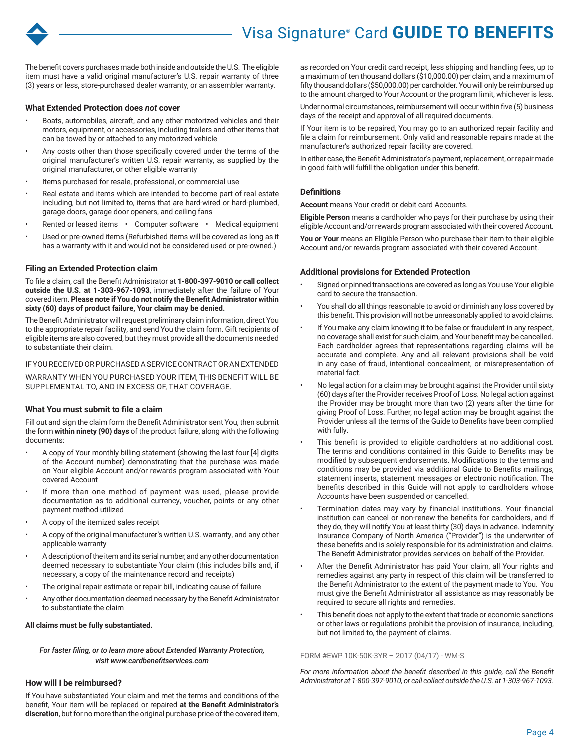The benefit covers purchases made both inside and outside the U.S. The eligible item must have a valid original manufacturer's U.S. repair warranty of three (3) years or less, store-purchased dealer warranty, or an assembler warranty.

### What Extended Protection does *not* cover

- Boats, automobiles, aircraft, and any other motorized vehicles and their motors, equipment, or accessories, including trailers and other items that can be towed by or attached to any motorized vehicle
- Any costs other than those specifically covered under the terms of the original manufacturer's written U.S. repair warranty, as supplied by the original manufacturer, or other eligible warranty
- Items purchased for resale, professional, or commercial use
- Real estate and items which are intended to become part of real estate including, but not limited to, items that are hard-wired or hard-plumbed, garage doors, garage door openers, and ceiling fans
- Rented or leased items • Computer software • Medical equipment
- Used or pre-owned items (Refurbished items will be covered as long as it has a warranty with it and would not be considered used or pre-owned.)

### Filing an Extended Protection claim

To file a claim, call the Benefit Administrator at **1-800-397-9010 or call collect outside the U.S. at 1-303-967-1093**, immediately after the failure of Your covered item. **Please note if You do not notify the Benefit Administrator within sixty (60) days of product failure, Your claim may be denied.**

The Benefit Administrator will request preliminary claim information, direct You to the appropriate repair facility, and send You the claim form. Gift recipients of eligible items are also covered, but they must provide all the documents needed to substantiate their claim.

IF YOU RECEIVED OR PURCHASED A SERVICE CONTRACT OR AN EXTENDED WARRANTY WHEN YOU PURCHASED YOUR ITEM, THIS BENEFIT WILL BE SUPPLEMENTAL TO, AND IN EXCESS OF, THAT COVERAGE.

### What You must submit to file a claim

Fill out and sign the claim form the Benefit Administrator sent You, then submit the form **within ninety (90) days** of the product failure, along with the following documents:

- A copy of Your monthly billing statement (showing the last four [4] digits of the Account number) demonstrating that the purchase was made on Your eligible Account and/or rewards program associated with Your covered Account
- If more than one method of payment was used, please provide documentation as to additional currency, voucher, points or any other payment method utilized
- A copy of the itemized sales receipt
- A copy of the original manufacturer's written U.S. warranty, and any other applicable warranty
- A description of the item and its serial number, and any other documentation deemed necessary to substantiate Your claim (this includes bills and, if necessary, a copy of the maintenance record and receipts)
- The original repair estimate or repair bill, indicating cause of failure
- Any other documentation deemed necessary by the Benefit Administrator to substantiate the claim

**All claims must be fully substantiated.**

*For faster filing, or to learn more about Extended Warranty Protection, visit www.cardbenefitservices.com*

### How will I be reimbursed?

If You have substantiated Your claim and met the terms and conditions of the benefit, Your item will be replaced or repaired **at the Benefit Administrator's discretion**, but for no more than the original purchase price of the covered item, as recorded on Your credit card receipt, less shipping and handling fees, up to a maximum of ten thousand dollars ($10,000.00) per claim, and a maximum of fifty thousand dollars ($50,000.00) per cardholder. You will only be reimbursed up to the amount charged to Your Account or the program limit, whichever is less.

Under normal circumstances, reimbursement will occur within five (5) business days of the receipt and approval of all required documents.

If Your item is to be repaired, You may go to an authorized repair facility and file a claim for reimbursement. Only valid and reasonable repairs made at the manufacturer's authorized repair facility are covered.

In either case, the Benefit Administrator's payment, replacement, or repair made in good faith will fulfill the obligation under this benefit.

### Definitions

**Account** means Your credit or debit card Accounts.

**Eligible Person** means a cardholder who pays for their purchase by using their eligible Account and/or rewards program associated with their covered Account.

**You or Your** means an Eligible Person who purchase their item to their eligible Account and/or rewards program associated with their covered Account.

### Additional provisions for Extended Protection

- Signed or pinned transactions are covered as long as You use Your eligible card to secure the transaction.
- You shall do all things reasonable to avoid or diminish any loss covered by this benefit. This provision will not be unreasonably applied to avoid claims.
- If You make any claim knowing it to be false or fraudulent in any respect, no coverage shall exist for such claim, and Your benefit may be cancelled. Each cardholder agrees that representations regarding claims will be accurate and complete. Any and all relevant provisions shall be void in any case of fraud, intentional concealment, or misrepresentation of material fact.
- No legal action for a claim may be brought against the Provider until sixty (60) days after the Provider receives Proof of Loss. No legal action against the Provider may be brought more than two (2) years after the time for giving Proof of Loss. Further, no legal action may be brought against the Provider unless all the terms of the Guide to Benefits have been complied with fully.
- This benefit is provided to eligible cardholders at no additional cost. The terms and conditions contained in this Guide to Benefits may be modified by subsequent endorsements. Modifications to the terms and conditions may be provided via additional Guide to Benefits mailings, statement inserts, statement messages or electronic notification. The benefits described in this Guide will not apply to cardholders whose Accounts have been suspended or cancelled.
- Termination dates may vary by financial institutions. Your financial institution can cancel or non-renew the benefits for cardholders, and if they do, they will notify You at least thirty (30) days in advance. Indemnity Insurance Company of North America ("Provider") is the underwriter of these benefits and is solely responsible for its administration and claims. The Benefit Administrator provides services on behalf of the Provider.
- After the Benefit Administrator has paid Your claim, all Your rights and remedies against any party in respect of this claim will be transferred to the Benefit Administrator to the extent of the payment made to You. You must give the Benefit Administrator all assistance as may reasonably be required to secure all rights and remedies.
- This benefit does not apply to the extent that trade or economic sanctions or other laws or regulations prohibit the provision of insurance, including, but not limited to, the payment of claims.

FORM #EWP 10K-50K-3YR – 2017 (04/17) - WM-S

*For more information about the benefit described in this guide, call the Benefit Administrator at 1-800-397-9010, or call collect outside the U.S. at 1-303-967-1093.*